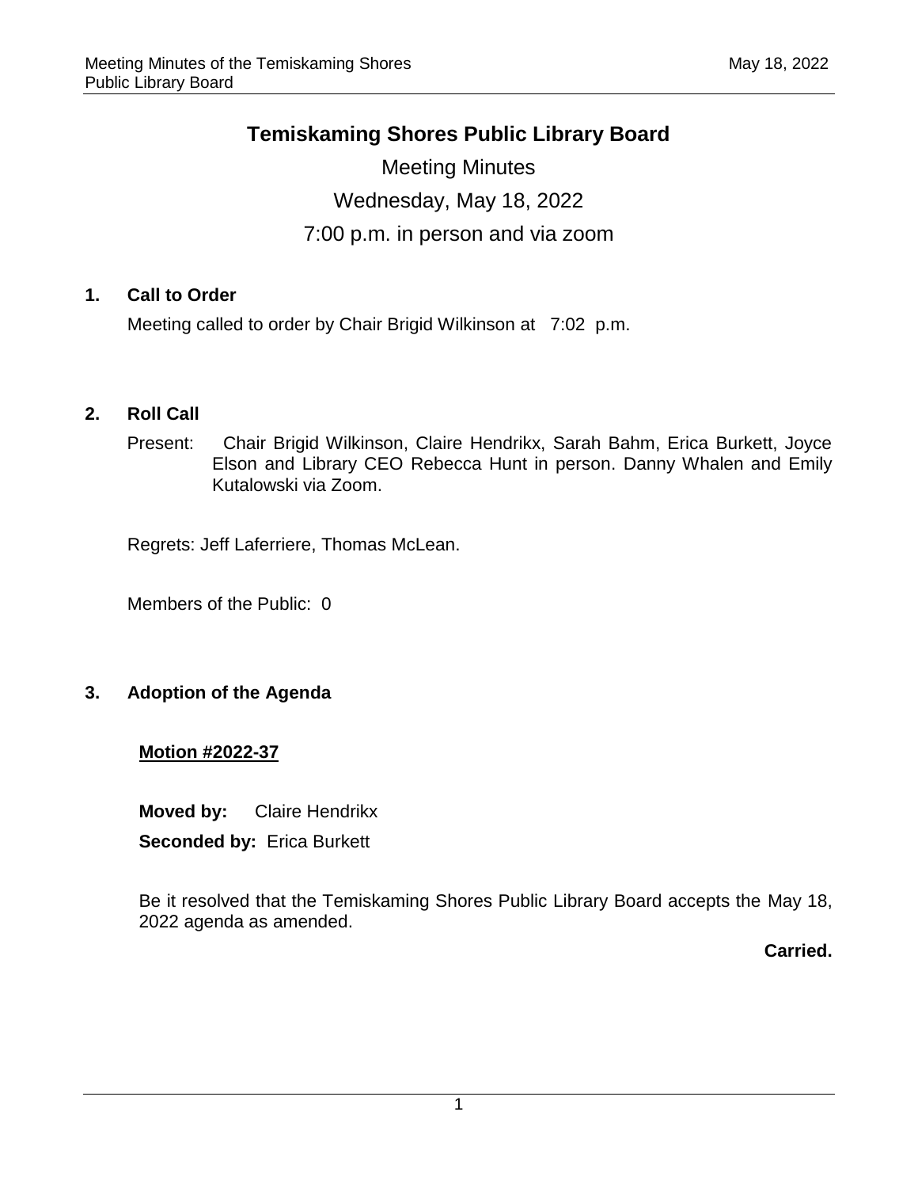# Temiskaming Shores Public Library Board

Meeting Minutes

Wednesday, May 18, 2022

7:00 p.m. in person and via zoom

## 1. Call to Order

Meeting called to order by Chair Brigid Wilkinson at 7:02 p.m.

## 2. Roll Call

Present: Chair Brigid Wilkinson, Claire Hendrikx, Sarah Bahm, Erica Burkett, Joyce Elson and Library CEO Rebecca Hunt in person. Danny Whalen and Emily Kutalowski via Zoom.

Regrets: Jeff Laferriere, Thomas McLean.

Members of the Public: 0

## 3. Adoption of the Agenda

**Motion #2022-37**

**Moved by:** Claire Hendrikx

**Seconded by:** Erica Burkett

Be it resolved that the Temiskaming Shores Public Library Board accepts the May 18, 2022 agenda as amended.

**Carried.**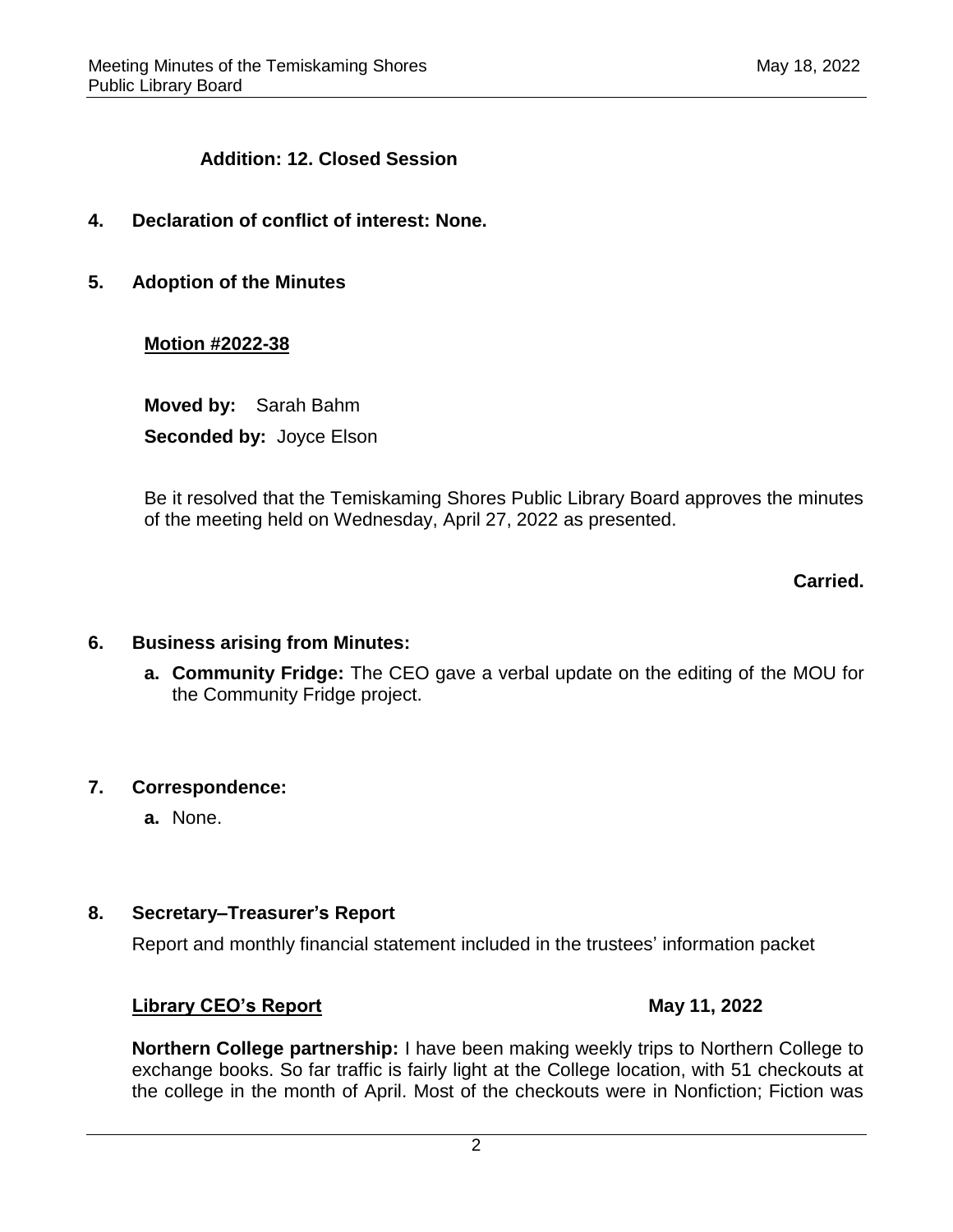**Addition: 12. Closed Session**

**4. Declaration of conflict of interest: None.**

**5. Adoption of the Minutes**

**Motion #2022-38**

**Moved by:** Sarah Bahm

**Seconded by:** Joyce Elson

Be it resolved that the Temiskaming Shores Public Library Board approves the minutes of the meeting held on Wednesday, April 27, 2022 as presented.

**Carried.**

**6. Business arising from Minutes:**

**a. Community Fridge:** The CEO gave a verbal update on the editing of the MOU for the Community Fridge project.

**7. Correspondence:**

**a.** None.

**8. Secretary–Treasurer's Report**

Report and monthly financial statement included in the trustees' information packet

**Library CEO's Report** **May 11, 2022**

**Northern College partnership:** I have been making weekly trips to Northern College to exchange books. So far traffic is fairly light at the College location, with 51 checkouts at the college in the month of April. Most of the checkouts were in Nonfiction; Fiction was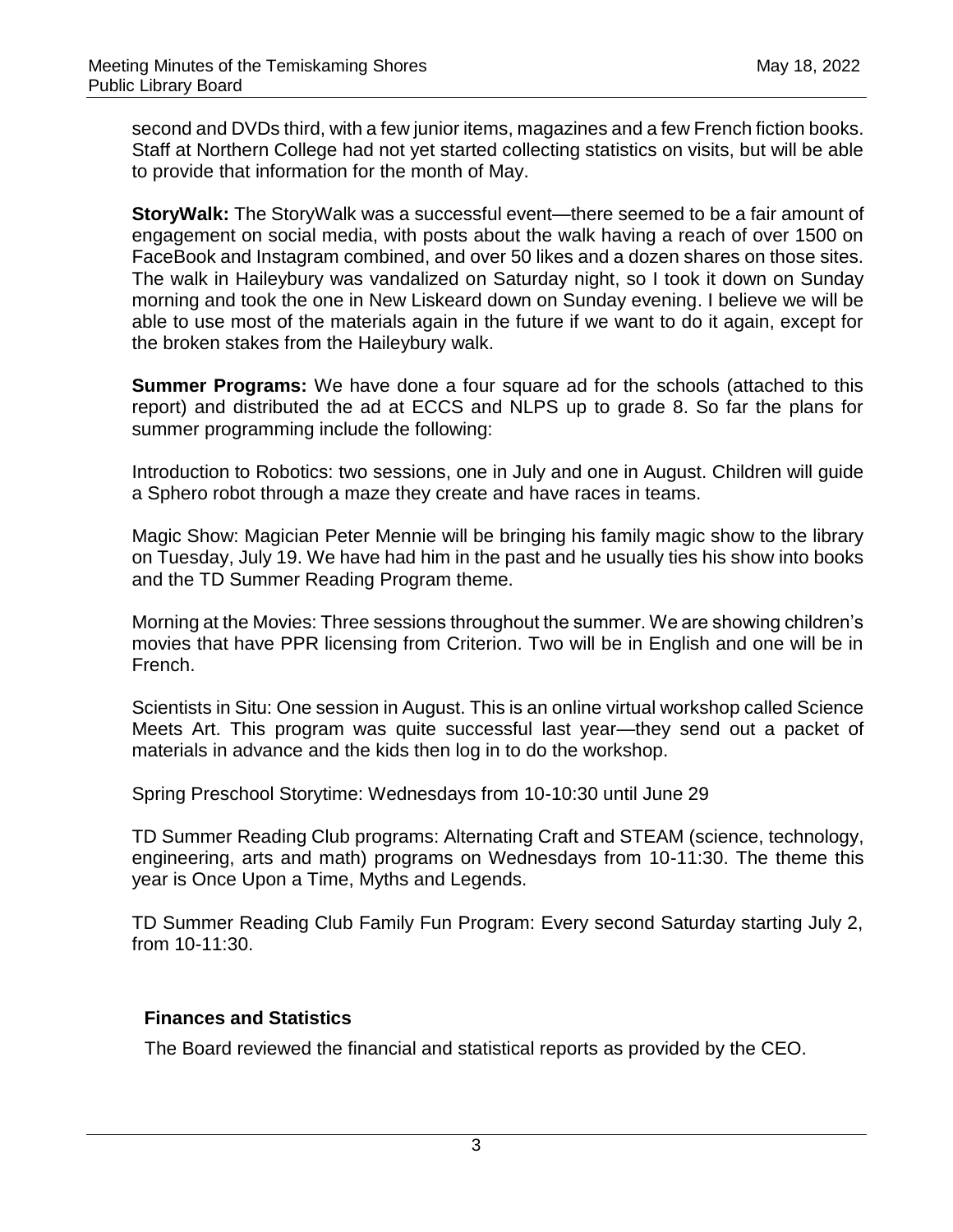second and DVDs third, with a few junior items, magazines and a few French fiction books. Staff at Northern College had not yet started collecting statistics on visits, but will be able to provide that information for the month of May.

**StoryWalk:** The StoryWalk was a successful event—there seemed to be a fair amount of engagement on social media, with posts about the walk having a reach of over 1500 on FaceBook and Instagram combined, and over 50 likes and a dozen shares on those sites. The walk in Haileybury was vandalized on Saturday night, so I took it down on Sunday morning and took the one in New Liskeard down on Sunday evening. I believe we will be able to use most of the materials again in the future if we want to do it again, except for the broken stakes from the Haileybury walk.

**Summer Programs:** We have done a four square ad for the schools (attached to this report) and distributed the ad at ECCS and NLPS up to grade 8. So far the plans for summer programming include the following:

Introduction to Robotics: two sessions, one in July and one in August. Children will guide a Sphero robot through a maze they create and have races in teams.

Magic Show: Magician Peter Mennie will be bringing his family magic show to the library on Tuesday, July 19. We have had him in the past and he usually ties his show into books and the TD Summer Reading Program theme.

Morning at the Movies: Three sessions throughout the summer. We are showing children's movies that have PPR licensing from Criterion. Two will be in English and one will be in French.

Scientists in Situ: One session in August. This is an online virtual workshop called Science Meets Art. This program was quite successful last year—they send out a packet of materials in advance and the kids then log in to do the workshop.

Spring Preschool Storytime: Wednesdays from 10-10:30 until June 29

TD Summer Reading Club programs: Alternating Craft and STEAM (science, technology, engineering, arts and math) programs on Wednesdays from 10-11:30. The theme this year is Once Upon a Time, Myths and Legends.

TD Summer Reading Club Family Fun Program: Every second Saturday starting July 2, from 10-11:30.

## Finances and Statistics

The Board reviewed the financial and statistical reports as provided by the CEO.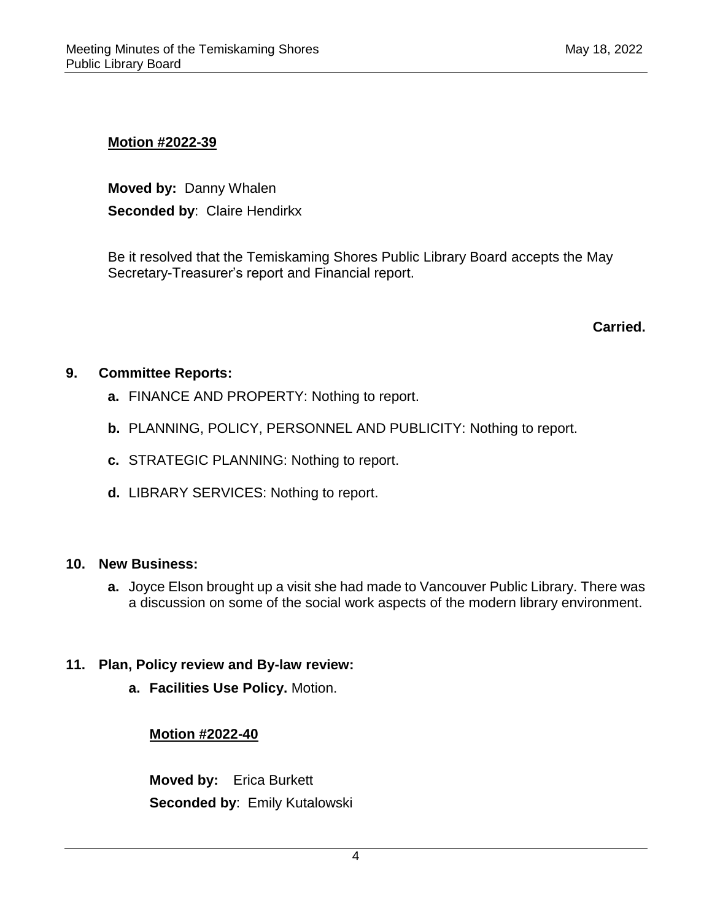**Motion #2022-39**

**Moved by:** Danny Whalen

**Seconded by**: Claire Hendirkx

Be it resolved that the Temiskaming Shores Public Library Board accepts the May Secretary-Treasurer's report and Financial report.

**Carried.**

### 9. Committee Reports:

- **a.** FINANCE AND PROPERTY: Nothing to report.
- **b.** PLANNING, POLICY, PERSONNEL AND PUBLICITY: Nothing to report.
- **c.** STRATEGIC PLANNING: Nothing to report.
- **d.** LIBRARY SERVICES: Nothing to report.

### 10. New Business:

- **a.** Joyce Elson brought up a visit she had made to Vancouver Public Library. There was a discussion on some of the social work aspects of the modern library environment.

### 11. Plan, Policy review and By-law review:

- **a. Facilities Use Policy.** Motion.

**Motion #2022-40**

**Moved by:** Erica Burkett

**Seconded by**: Emily Kutalowski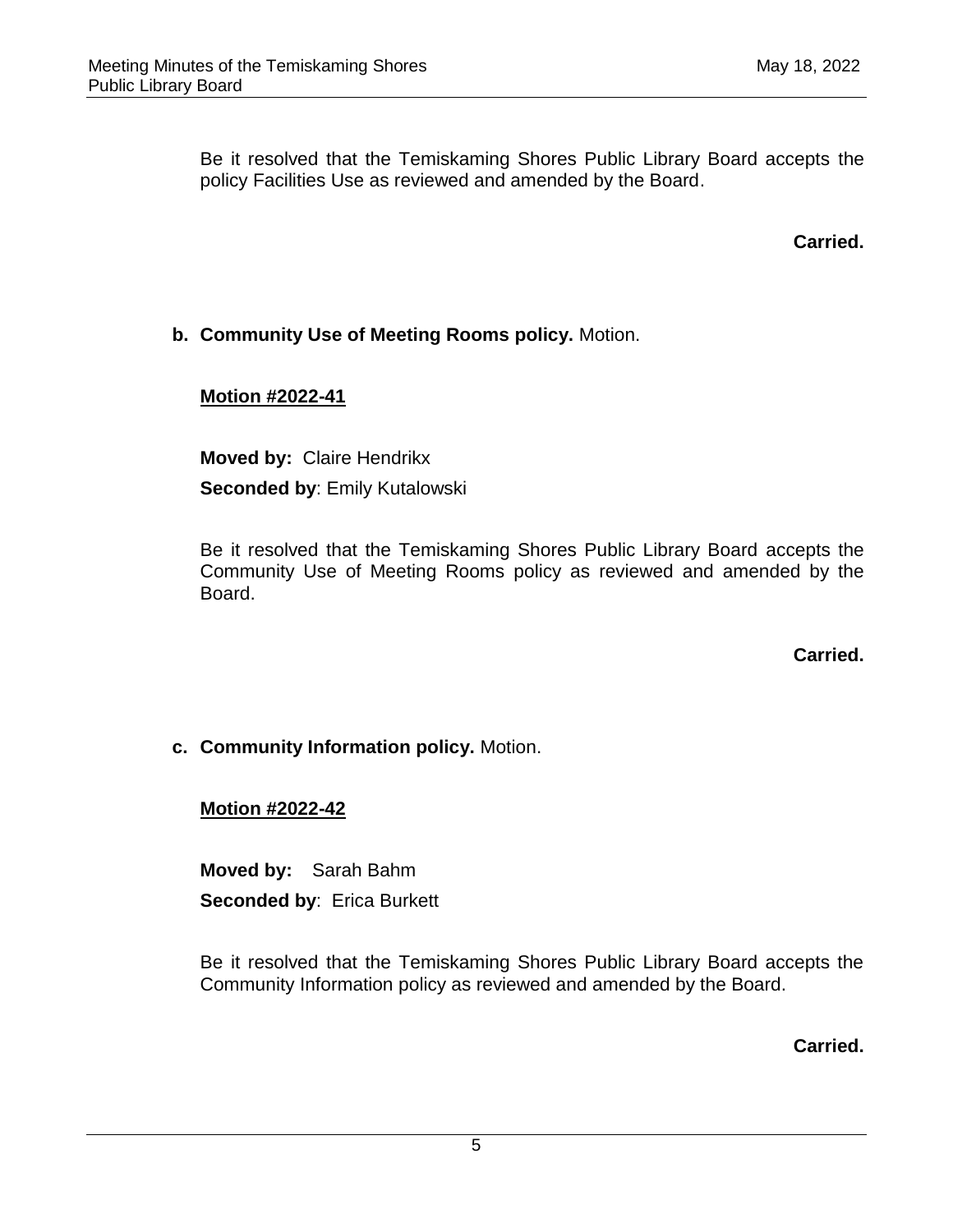Be it resolved that the Temiskaming Shores Public Library Board accepts the policy Facilities Use as reviewed and amended by the Board.

**Carried.**

**b. Community Use of Meeting Rooms policy.** Motion.

**Motion #2022-41**

**Moved by:** Claire Hendrikx

**Seconded by**: Emily Kutalowski

Be it resolved that the Temiskaming Shores Public Library Board accepts the Community Use of Meeting Rooms policy as reviewed and amended by the Board.

**Carried.**

**c. Community Information policy.** Motion.

**Motion #2022-42**

**Moved by:** Sarah Bahm

**Seconded by**: Erica Burkett

Be it resolved that the Temiskaming Shores Public Library Board accepts the Community Information policy as reviewed and amended by the Board.

**Carried.**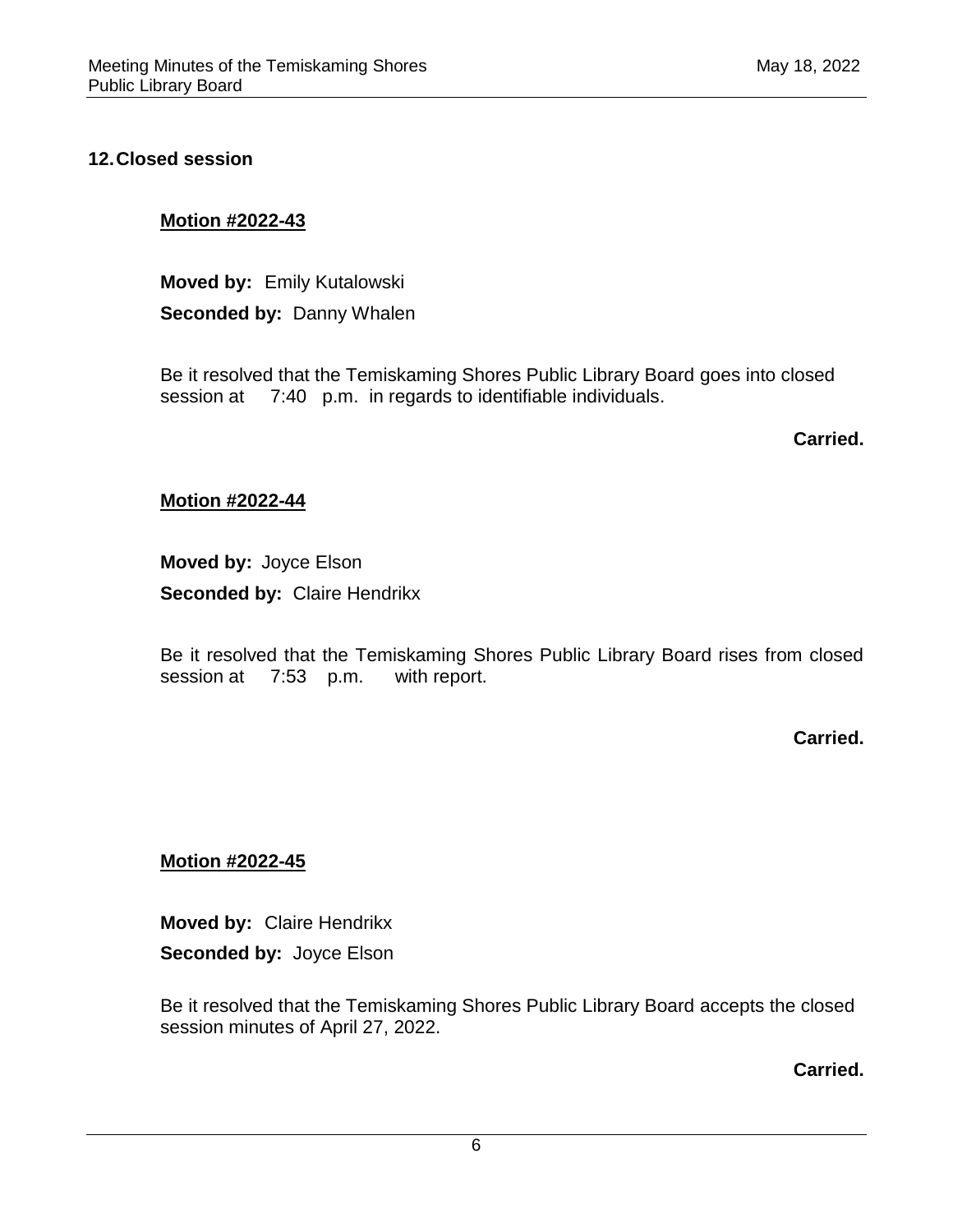## 12. Closed session

**Motion #2022-43**

**Moved by:** Emily Kutalowski

**Seconded by:** Danny Whalen

Be it resolved that the Temiskaming Shores Public Library Board goes into closed session at 7:40 p.m. in regards to identifiable individuals.

**Carried.**

**Motion #2022-44**

**Moved by:** Joyce Elson

**Seconded by:** Claire Hendrikx

Be it resolved that the Temiskaming Shores Public Library Board rises from closed session at 7:53 p.m. with report.

**Carried.**

**Motion #2022-45**

**Moved by:** Claire Hendrikx

**Seconded by:** Joyce Elson

Be it resolved that the Temiskaming Shores Public Library Board accepts the closed session minutes of April 27, 2022.

**Carried.**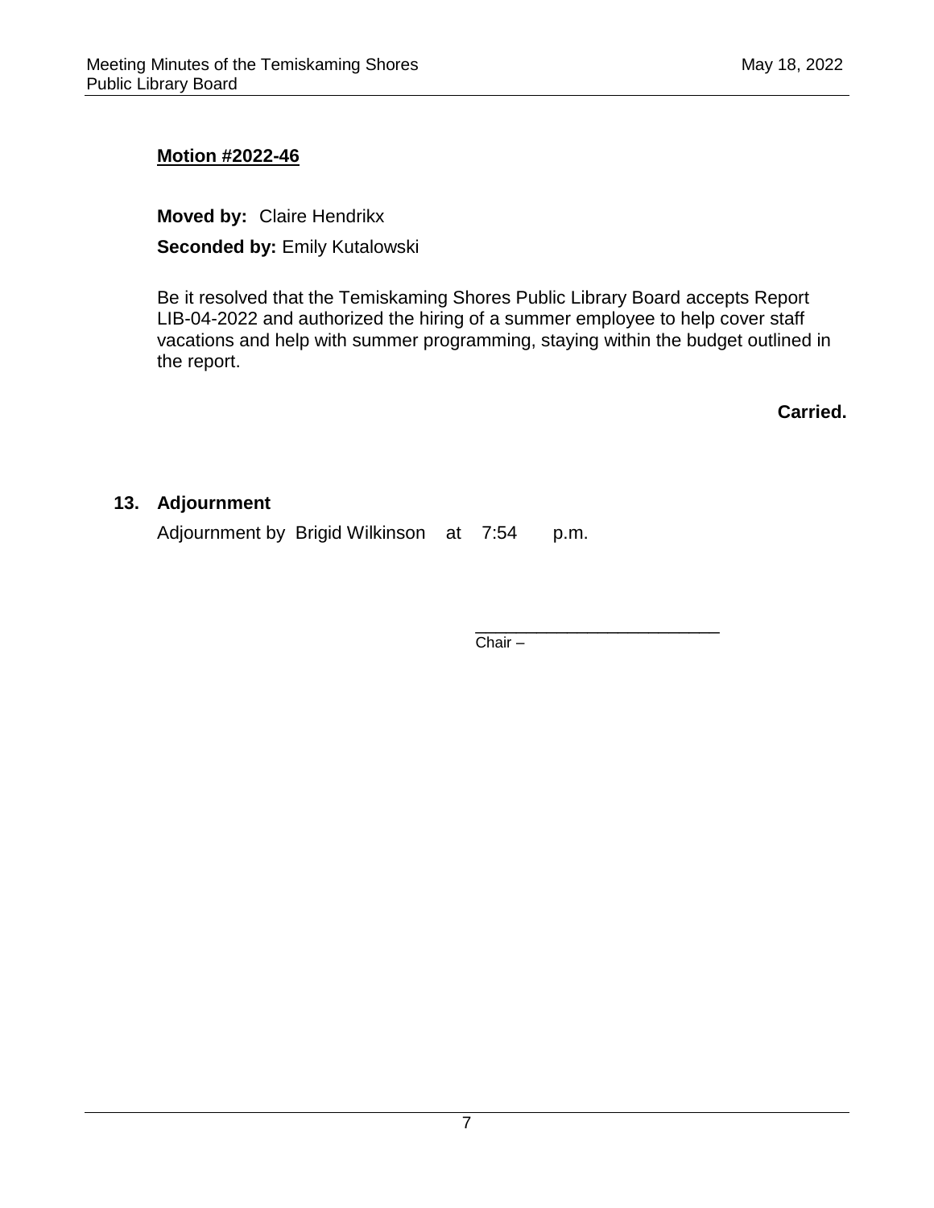**Motion #2022-46**

**Moved by:** Claire Hendrikx

**Seconded by:** Emily Kutalowski

Be it resolved that the Temiskaming Shores Public Library Board accepts Report LIB-04-2022 and authorized the hiring of a summer employee to help cover staff vacations and help with summer programming, staying within the budget outlined in the report.

**Carried.**

## 13. Adjournment

Adjournment by Brigid Wilkinson at 7:54 p.m.

\_\_\_\_\_\_\_\_\_\_\_\_\_\_\_\_\_\_\_\_\_\_\_\_\_\_

Chair –